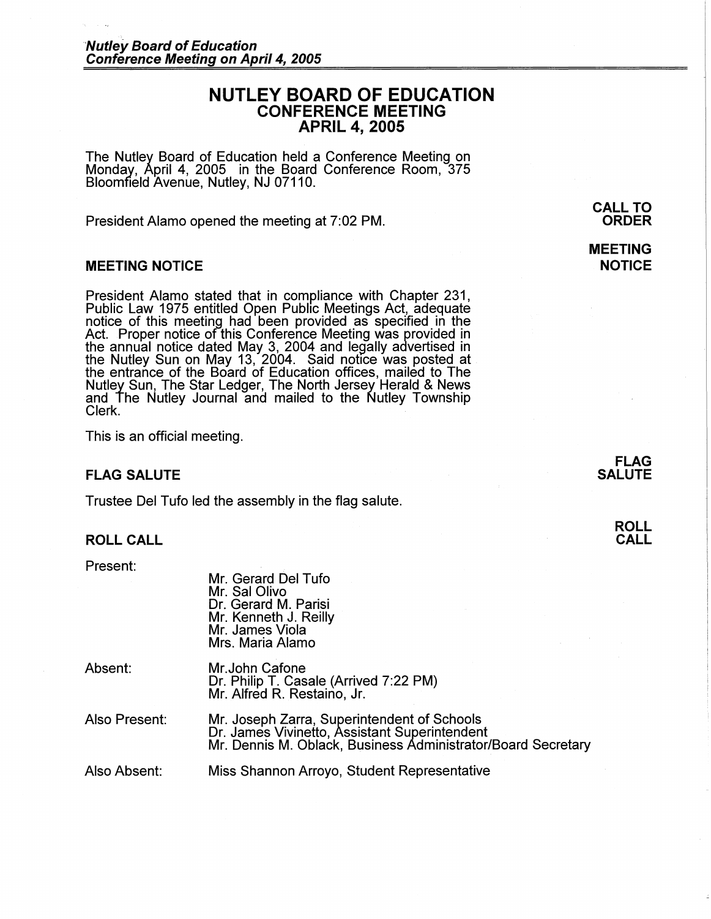# NUTLEY BOARD OF EDUCATION
## CONFERENCE MEETING
## APRIL 4, 2005

The Nutley Board of Education held a Conference Meeting on Monday, April 4, 2005 in the Board Conference Room, 375 Bloomfield Avenue, Nutley, NJ 07110.

**CALL TO ORDER**

President Alamo opened the meeting at 7:02 PM.

### MEETING NOTICE

President Alamo stated that in compliance with Chapter 231, Public Law 1975 entitled Open Public Meetings Act, adequate notice of this meeting had been provided as specified in the Act. Proper notice of this Conference Meeting was provided in the annual notice dated May 3, 2004 and legally advertised in the Nutley Sun on May 13, 2004. Said notice was posted at the entrance of the Board of Education offices, mailed to The Nutley Sun, The Star Ledger, The North Jersey Herald & News and The Nutley Journal and mailed to the Nutley Township Clerk.

This is an official meeting.

### FLAG SALUTE

Trustee Del Tufo led the assembly in the flag salute.

### ROLL CALL

Present:
- Mr. Gerard Del Tufo
- Mr. Sal Olivo
- Dr. Gerard M. Parisi
- Mr. Kenneth J. Reilly
- Mr. James Viola
- Mrs. Maria Alamo

Absent:
- Mr.John Cafone
- Dr. Philip T. Casale (Arrived 7:22 PM)
- Mr. Alfred R. Restaino, Jr.

Also Present:
- Mr. Joseph Zarra, Superintendent of Schools
- Dr. James Vivinetto, Assistant Superintendent
- Mr. Dennis M. Oblack, Business Administrator/Board Secretary

Also Absent:
- Miss Shannon Arroyo, Student Representative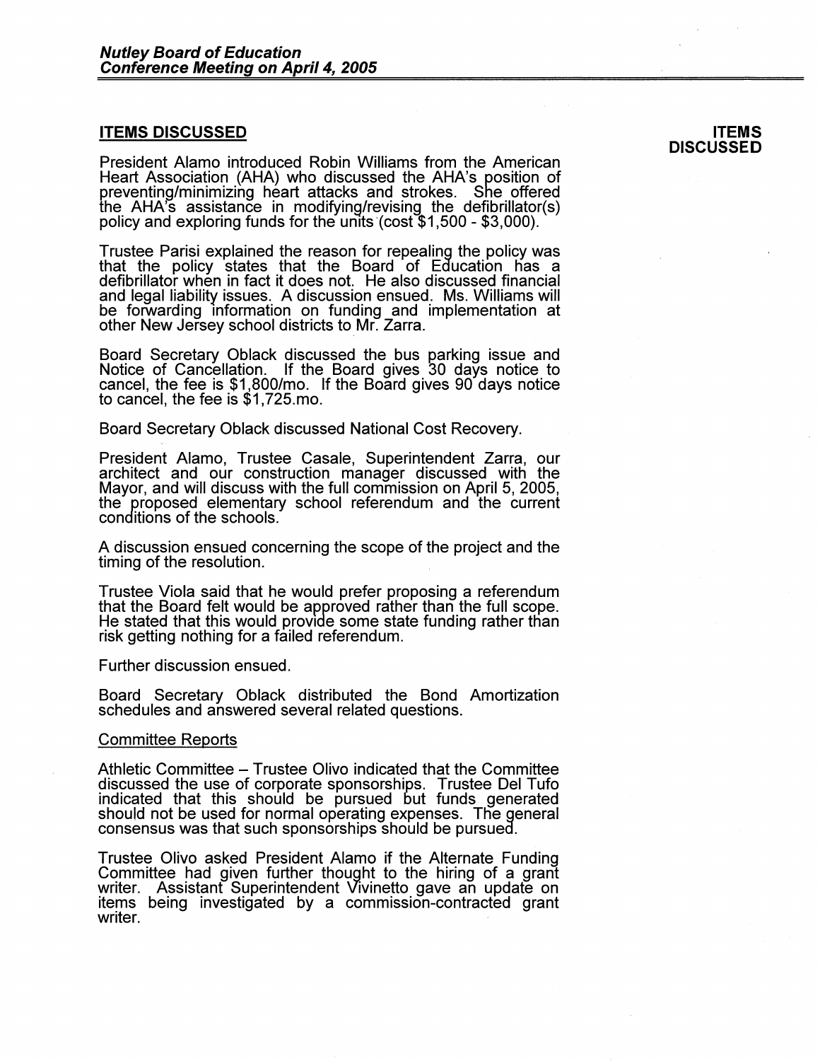## ITEMS DISCUSSED

**ITEMS DISCUSSED**

President Alamo introduced Robin Williams from the American Heart Association (AHA) who discussed the AHA's position of preventing/minimizing heart attacks and strokes. She offered the AHA's assistance in modifying/revising the defibrillator(s) policy and exploring funds for the units (cost $1,500 - $3,000).

Trustee Parisi explained the reason for repealing the policy was that the policy states that the Board of Education has a defibrillator when in fact it does not. He also discussed financial and legal liability issues. A discussion ensued. Ms. Williams will be forwarding information on funding and implementation at other New Jersey school districts to Mr. Zarra.

Board Secretary Oblack discussed the bus parking issue and Notice of Cancellation. If the Board gives 30 days notice to cancel, the fee is $1,800/mo. If the Board gives 90 days notice to cancel, the fee is $1,725.mo.

Board Secretary Oblack discussed National Cost Recovery.

President Alamo, Trustee Casale, Superintendent Zarra, our architect and our construction manager discussed with the Mayor, and will discuss with the full commission on April 5, 2005, the proposed elementary school referendum and the current conditions of the schools.

A discussion ensued concerning the scope of the project and the timing of the resolution.

Trustee Viola said that he would prefer proposing a referendum that the Board felt would be approved rather than the full scope. He stated that this would provide some state funding rather than risk getting nothing for a failed referendum.

Further discussion ensued.

Board Secretary Oblack distributed the Bond Amortization schedules and answered several related questions.

### Committee Reports

Athletic Committee – Trustee Olivo indicated that the Committee discussed the use of corporate sponsorships. Trustee Del Tufo indicated that this should be pursued but funds generated should not be used for normal operating expenses. The general consensus was that such sponsorships should be pursued.

Trustee Olivo asked President Alamo if the Alternate Funding Committee had given further thought to the hiring of a grant writer. Assistant Superintendent Vivinetto gave an update on items being investigated by a commission-contracted grant writer.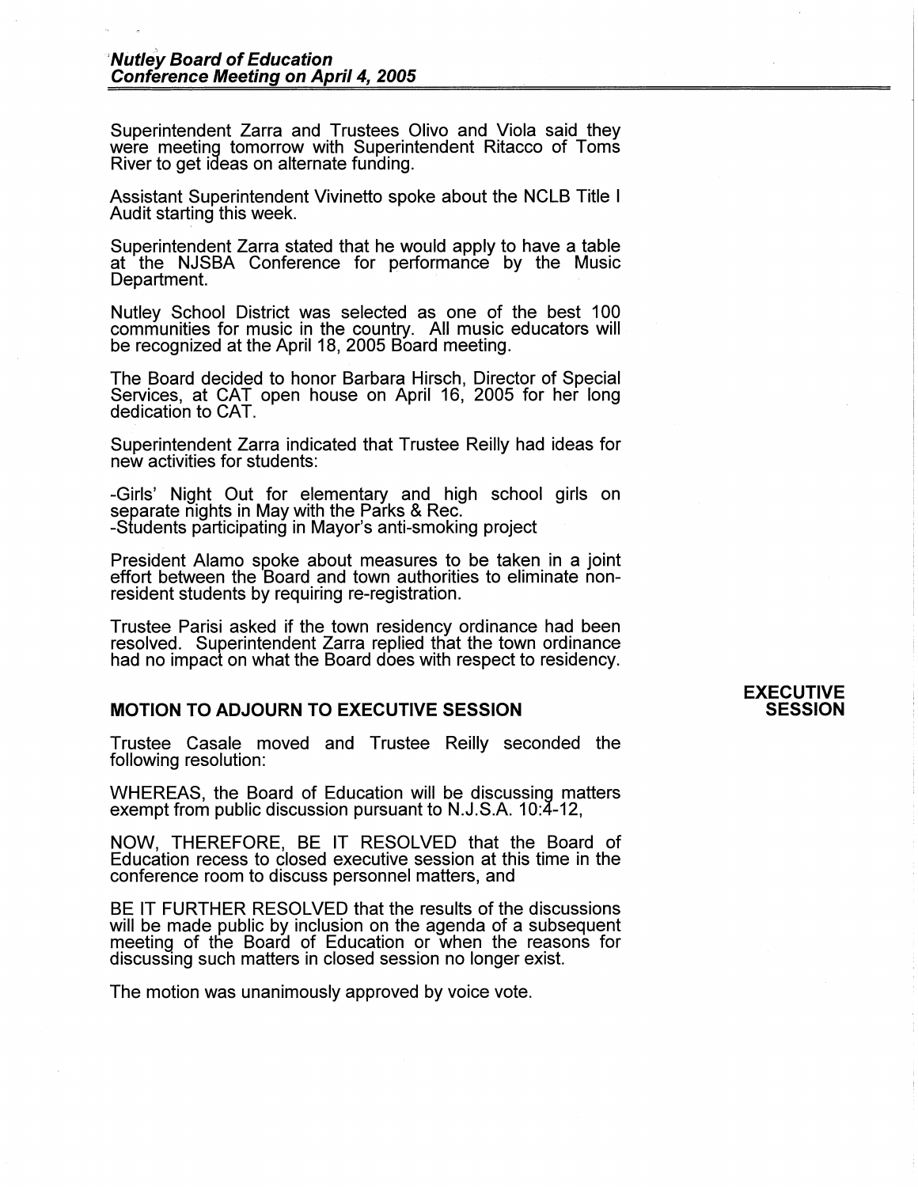Superintendent Zarra and Trustees Olivo and Viola said they were meeting tomorrow with Superintendent Ritacco of Toms River to get ideas on alternate funding.

Assistant Superintendent Vivinetto spoke about the NCLB Title I Audit starting this week.

Superintendent Zarra stated that he would apply to have a table at the NJSBA Conference for performance by the Music Department.

Nutley School District was selected as one of the best 100 communities for music in the country. All music educators will be recognized at the April 18, 2005 Board meeting.

The Board decided to honor Barbara Hirsch, Director of Special Services, at CAT open house on April 16, 2005 for her long dedication to CAT.

Superintendent Zarra indicated that Trustee Reilly had ideas for new activities for students:

-Girls' Night Out for elementary and high school girls on separate nights in May with the Parks & Rec.
-Students participating in Mayor's anti-smoking project

President Alamo spoke about measures to be taken in a joint effort between the Board and town authorities to eliminate non-resident students by requiring re-registration.

Trustee Parisi asked if the town residency ordinance had been resolved. Superintendent Zarra replied that the town ordinance had no impact on what the Board does with respect to residency.

## MOTION TO ADJOURN TO EXECUTIVE SESSION

**EXECUTIVE SESSION**

Trustee Casale moved and Trustee Reilly seconded the following resolution:

WHEREAS, the Board of Education will be discussing matters exempt from public discussion pursuant to N.J.S.A. 10:4-12,

NOW, THEREFORE, BE IT RESOLVED that the Board of Education recess to closed executive session at this time in the conference room to discuss personnel matters, and

BE IT FURTHER RESOLVED that the results of the discussions will be made public by inclusion on the agenda of a subsequent meeting of the Board of Education or when the reasons for discussing such matters in closed session no longer exist.

The motion was unanimously approved by voice vote.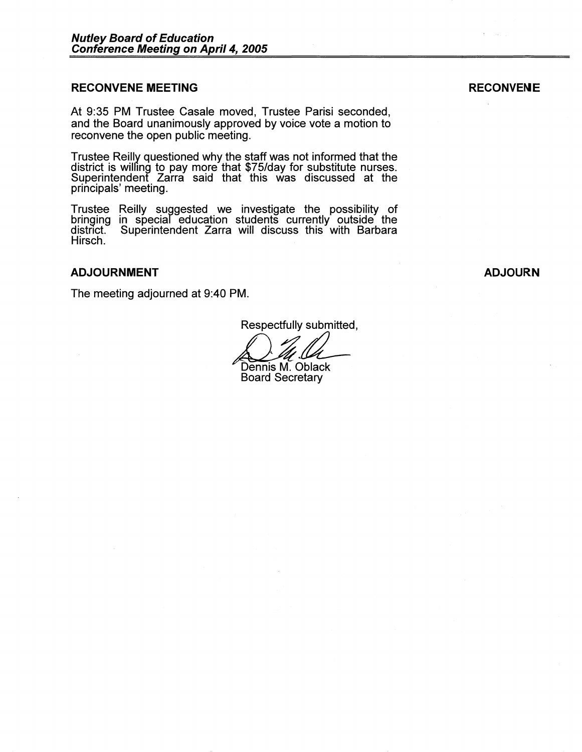## RECONVENE MEETING

**RECONVENE**

At 9:35 PM Trustee Casale moved, Trustee Parisi seconded, and the Board unanimously approved by voice vote a motion to reconvene the open public meeting.

Trustee Reilly questioned why the staff was not informed that the district is willing to pay more that $75/day for substitute nurses. Superintendent Zarra said that this was discussed at the principals' meeting.

Trustee Reilly suggested we investigate the possibility of bringing in special education students currently outside the district. Superintendent Zarra will discuss this with Barbara Hirsch.

## ADJOURNMENT

**ADJOURN**

The meeting adjourned at 9:40 PM.

Respectfully submitted,

Dennis M. Oblack
Board Secretary